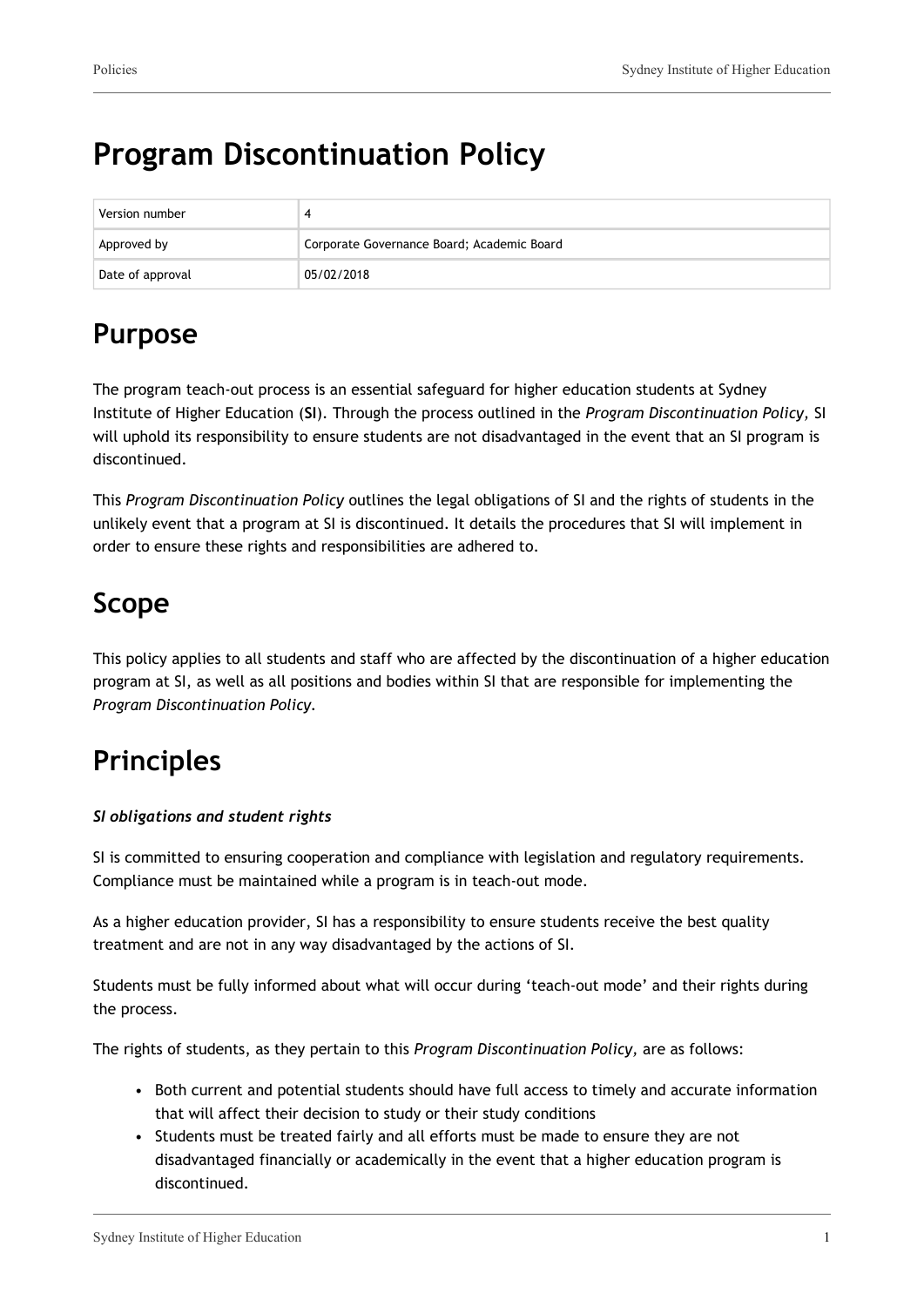# Program Discontinuation Policy

| Version number | 4 |
| --- | --- |
| Approved by | Corporate Governance Board; Academic Board |
| Date of approval | 05/02/2018 |

## Purpose

The program teach-out process is an essential safeguard for higher education students at Sydney Institute of Higher Education (**SI**). Through the process outlined in the *Program Discontinuation Policy,* SI will uphold its responsibility to ensure students are not disadvantaged in the event that an SI program is discontinued.

This *Program Discontinuation Policy* outlines the legal obligations of SI and the rights of students in the unlikely event that a program at SI is discontinued. It details the procedures that SI will implement in order to ensure these rights and responsibilities are adhered to.

## Scope

This policy applies to all students and staff who are affected by the discontinuation of a higher education program at SI, as well as all positions and bodies within SI that are responsible for implementing the *Program Discontinuation Policy.*

## Principles

***SI obligations and student rights***

SI is committed to ensuring cooperation and compliance with legislation and regulatory requirements. Compliance must be maintained while a program is in teach-out mode.

As a higher education provider, SI has a responsibility to ensure students receive the best quality treatment and are not in any way disadvantaged by the actions of SI.

Students must be fully informed about what will occur during 'teach-out mode' and their rights during the process.

The rights of students, as they pertain to this *Program Discontinuation Policy,* are as follows:

- Both current and potential students should have full access to timely and accurate information that will affect their decision to study or their study conditions
- Students must be treated fairly and all efforts must be made to ensure they are not disadvantaged financially or academically in the event that a higher education program is discontinued.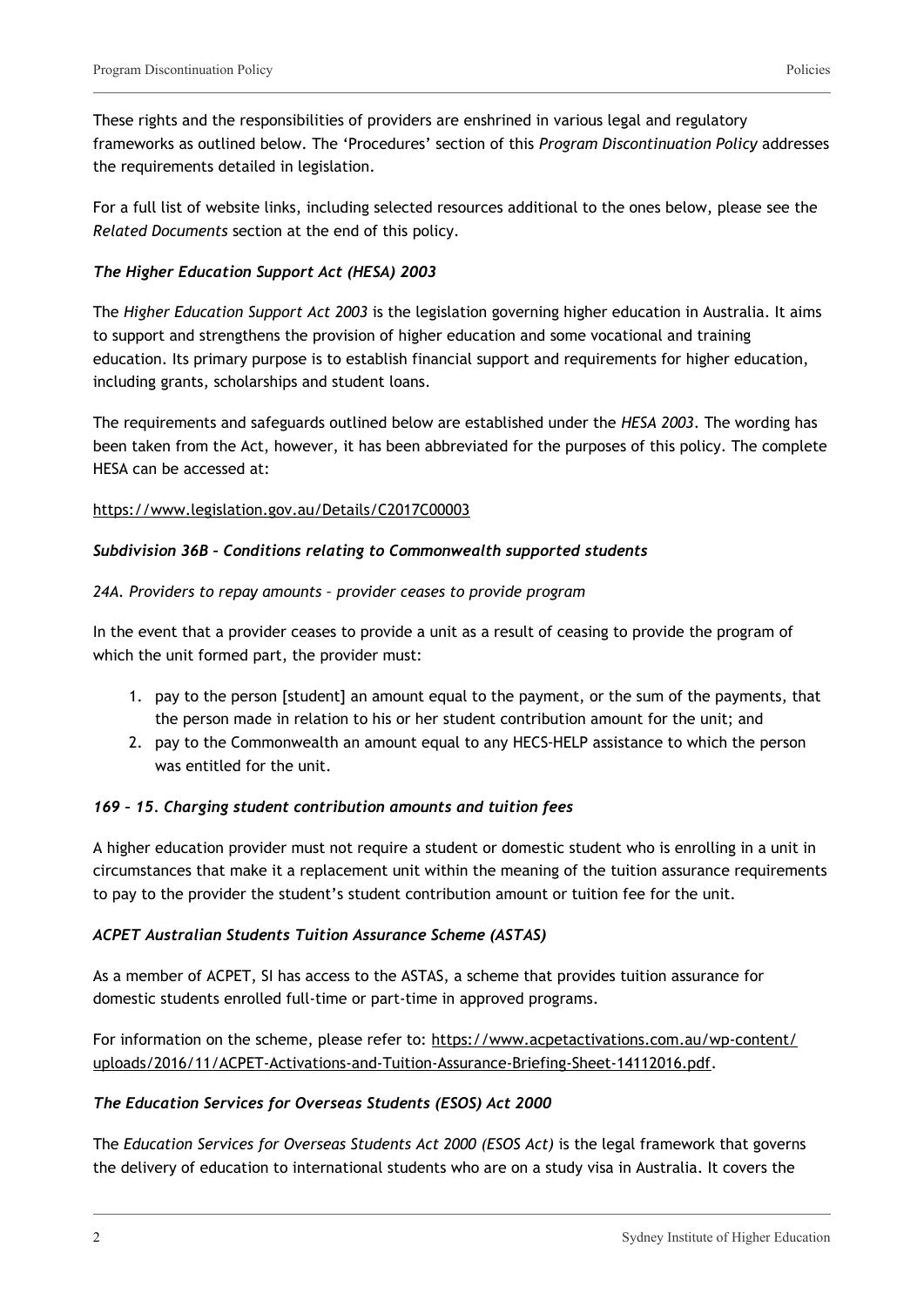These rights and the responsibilities of providers are enshrined in various legal and regulatory frameworks as outlined below. The 'Procedures' section of this *Program Discontinuation Policy* addresses the requirements detailed in legislation.

For a full list of website links, including selected resources additional to the ones below, please see the *Related Documents* section at the end of this policy.

### *The Higher Education Support Act (HESA) 2003*

The *Higher Education Support Act 2003* is the legislation governing higher education in Australia. It aims to support and strengthens the provision of higher education and some vocational and training education. Its primary purpose is to establish financial support and requirements for higher education, including grants, scholarships and student loans.

The requirements and safeguards outlined below are established under the *HESA 2003*. The wording has been taken from the Act, however, it has been abbreviated for the purposes of this policy. The complete HESA can be accessed at:

https://www.legislation.gov.au/Details/C2017C00003

#### *Subdivision 36B – Conditions relating to Commonwealth supported students*

*24A. Providers to repay amounts – provider ceases to provide program*

In the event that a provider ceases to provide a unit as a result of ceasing to provide the program of which the unit formed part, the provider must:

1. pay to the person [student] an amount equal to the payment, or the sum of the payments, that the person made in relation to his or her student contribution amount for the unit; and
2. pay to the Commonwealth an amount equal to any HECS-HELP assistance to which the person was entitled for the unit.

#### *169 – 15. Charging student contribution amounts and tuition fees*

A higher education provider must not require a student or domestic student who is enrolling in a unit in circumstances that make it a replacement unit within the meaning of the tuition assurance requirements to pay to the provider the student's student contribution amount or tuition fee for the unit.

### *ACPET Australian Students Tuition Assurance Scheme (ASTAS)*

As a member of ACPET, SI has access to the ASTAS, a scheme that provides tuition assurance for domestic students enrolled full-time or part-time in approved programs.

For information on the scheme, please refer to: https://www.acpetactivations.com.au/wp-content/uploads/2016/11/ACPET-Activations-and-Tuition-Assurance-Briefing-Sheet-14112016.pdf.

### *The Education Services for Overseas Students (ESOS) Act 2000*

The *Education Services for Overseas Students Act 2000 (ESOS Act)* is the legal framework that governs the delivery of education to international students who are on a study visa in Australia. It covers the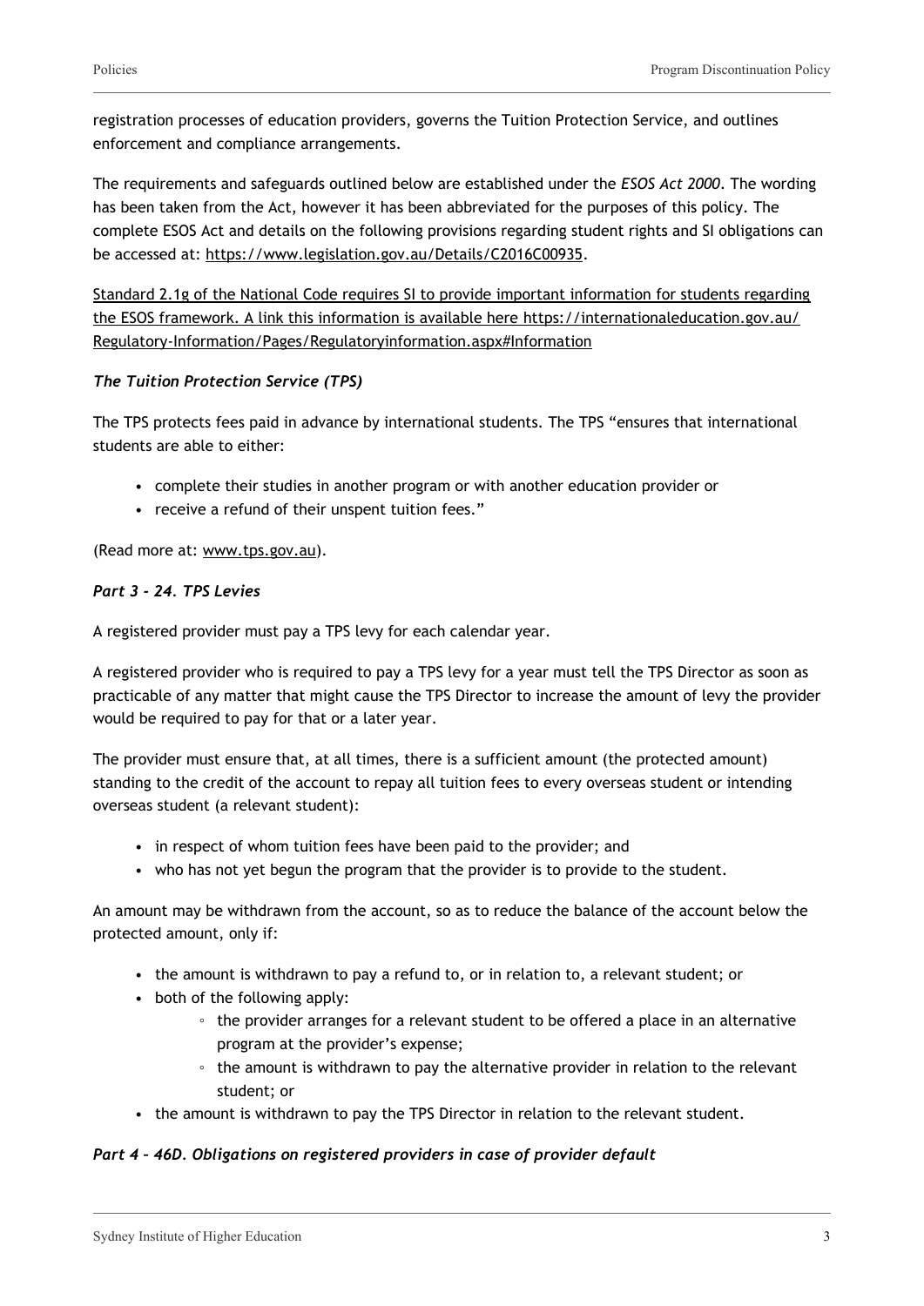registration processes of education providers, governs the Tuition Protection Service, and outlines enforcement and compliance arrangements.

The requirements and safeguards outlined below are established under the *ESOS Act 2000*. The wording has been taken from the Act, however it has been abbreviated for the purposes of this policy. The complete ESOS Act and details on the following provisions regarding student rights and SI obligations can be accessed at: https://www.legislation.gov.au/Details/C2016C00935.

Standard 2.1g of the National Code requires SI to provide important information for students regarding the ESOS framework. A link this information is available here https://internationaleducation.gov.au/Regulatory-Information/Pages/Regulatoryinformation.aspx#Information

***The Tuition Protection Service (TPS)***

The TPS protects fees paid in advance by international students. The TPS "ensures that international students are able to either:

- complete their studies in another program or with another education provider or
- receive a refund of their unspent tuition fees."

(Read more at: www.tps.gov.au).

***Part 3 - 24. TPS Levies***

A registered provider must pay a TPS levy for each calendar year.

A registered provider who is required to pay a TPS levy for a year must tell the TPS Director as soon as practicable of any matter that might cause the TPS Director to increase the amount of levy the provider would be required to pay for that or a later year.

The provider must ensure that, at all times, there is a sufficient amount (the protected amount) standing to the credit of the account to repay all tuition fees to every overseas student or intending overseas student (a relevant student):

- in respect of whom tuition fees have been paid to the provider; and
- who has not yet begun the program that the provider is to provide to the student.

An amount may be withdrawn from the account, so as to reduce the balance of the account below the protected amount, only if:

- the amount is withdrawn to pay a refund to, or in relation to, a relevant student; or
- both of the following apply:
  - the provider arranges for a relevant student to be offered a place in an alternative program at the provider's expense;
  - the amount is withdrawn to pay the alternative provider in relation to the relevant student; or
- the amount is withdrawn to pay the TPS Director in relation to the relevant student.

***Part 4 – 46D. Obligations on registered providers in case of provider default***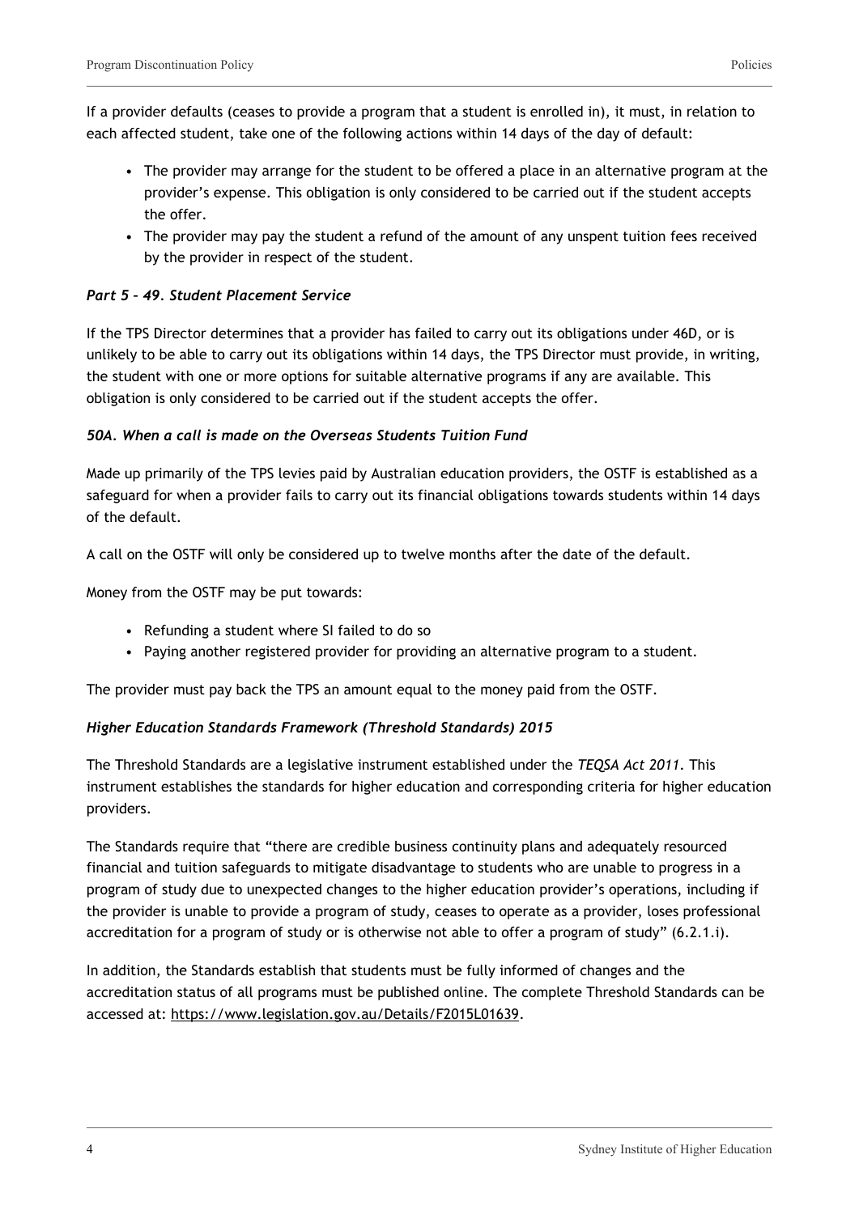If a provider defaults (ceases to provide a program that a student is enrolled in), it must, in relation to each affected student, take one of the following actions within 14 days of the day of default:

- The provider may arrange for the student to be offered a place in an alternative program at the provider's expense. This obligation is only considered to be carried out if the student accepts the offer.
- The provider may pay the student a refund of the amount of any unspent tuition fees received by the provider in respect of the student.

### *Part 5 – 49. Student Placement Service*

If the TPS Director determines that a provider has failed to carry out its obligations under 46D, or is unlikely to be able to carry out its obligations within 14 days, the TPS Director must provide, in writing, the student with one or more options for suitable alternative programs if any are available. This obligation is only considered to be carried out if the student accepts the offer.

### *50A. When a call is made on the Overseas Students Tuition Fund*

Made up primarily of the TPS levies paid by Australian education providers, the OSTF is established as a safeguard for when a provider fails to carry out its financial obligations towards students within 14 days of the default.

A call on the OSTF will only be considered up to twelve months after the date of the default.

Money from the OSTF may be put towards:

- Refunding a student where SI failed to do so
- Paying another registered provider for providing an alternative program to a student.

The provider must pay back the TPS an amount equal to the money paid from the OSTF.

### *Higher Education Standards Framework (Threshold Standards) 2015*

The Threshold Standards are a legislative instrument established under the *TEQSA Act 2011*. This instrument establishes the standards for higher education and corresponding criteria for higher education providers.

The Standards require that "there are credible business continuity plans and adequately resourced financial and tuition safeguards to mitigate disadvantage to students who are unable to progress in a program of study due to unexpected changes to the higher education provider's operations, including if the provider is unable to provide a program of study, ceases to operate as a provider, loses professional accreditation for a program of study or is otherwise not able to offer a program of study" (6.2.1.i).

In addition, the Standards establish that students must be fully informed of changes and the accreditation status of all programs must be published online. The complete Threshold Standards can be accessed at: https://www.legislation.gov.au/Details/F2015L01639.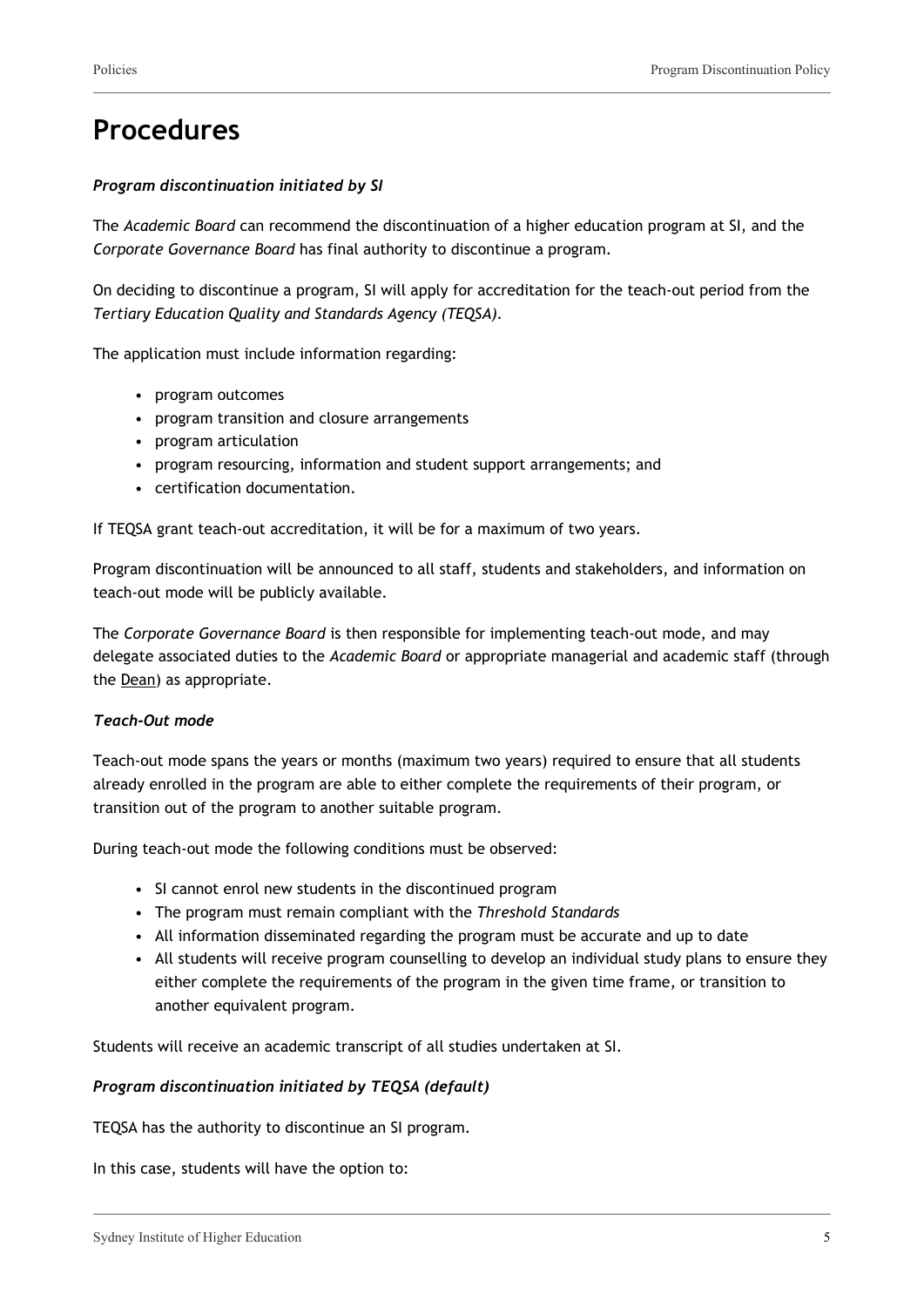# Procedures

***Program discontinuation initiated by SI***

The *Academic Board* can recommend the discontinuation of a higher education program at SI, and the *Corporate Governance Board* has final authority to discontinue a program.

On deciding to discontinue a program, SI will apply for accreditation for the teach-out period from the *Tertiary Education Quality and Standards Agency (TEQSA)*.

The application must include information regarding:

- program outcomes
- program transition and closure arrangements
- program articulation
- program resourcing, information and student support arrangements; and
- certification documentation.

If TEQSA grant teach-out accreditation, it will be for a maximum of two years.

Program discontinuation will be announced to all staff, students and stakeholders, and information on teach-out mode will be publicly available.

The *Corporate Governance Board* is then responsible for implementing teach-out mode, and may delegate associated duties to the *Academic Board* or appropriate managerial and academic staff (through the Dean) as appropriate.

***Teach-Out mode***

Teach-out mode spans the years or months (maximum two years) required to ensure that all students already enrolled in the program are able to either complete the requirements of their program, or transition out of the program to another suitable program.

During teach-out mode the following conditions must be observed:

- SI cannot enrol new students in the discontinued program
- The program must remain compliant with the *Threshold Standards*
- All information disseminated regarding the program must be accurate and up to date
- All students will receive program counselling to develop an individual study plans to ensure they either complete the requirements of the program in the given time frame, or transition to another equivalent program.

Students will receive an academic transcript of all studies undertaken at SI.

***Program discontinuation initiated by TEQSA (default)***

TEQSA has the authority to discontinue an SI program.

In this case, students will have the option to: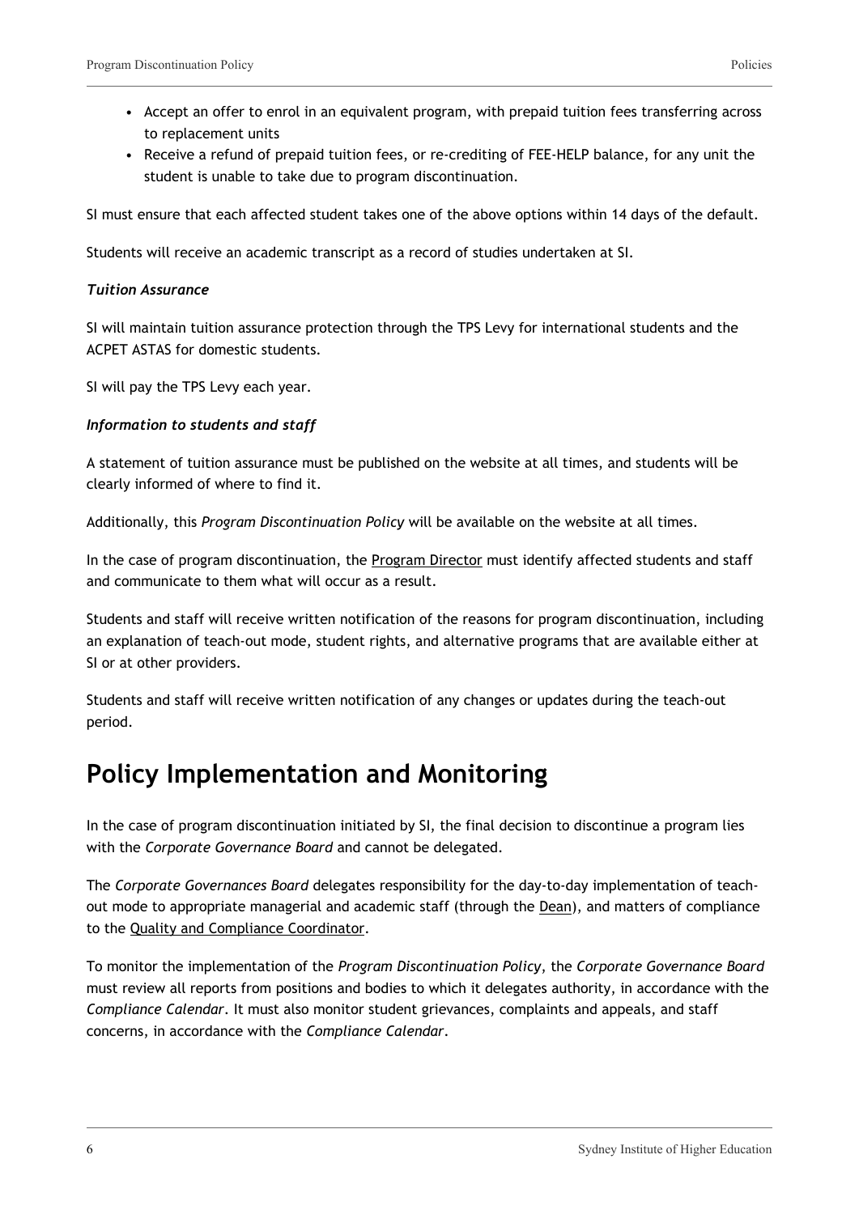- Accept an offer to enrol in an equivalent program, with prepaid tuition fees transferring across to replacement units
- Receive a refund of prepaid tuition fees, or re-crediting of FEE-HELP balance, for any unit the student is unable to take due to program discontinuation.

SI must ensure that each affected student takes one of the above options within 14 days of the default.

Students will receive an academic transcript as a record of studies undertaken at SI.

***Tuition Assurance***

SI will maintain tuition assurance protection through the TPS Levy for international students and the ACPET ASTAS for domestic students.

SI will pay the TPS Levy each year.

***Information to students and staff***

A statement of tuition assurance must be published on the website at all times, and students will be clearly informed of where to find it.

Additionally, this *Program Discontinuation Policy* will be available on the website at all times.

In the case of program discontinuation, the Program Director must identify affected students and staff and communicate to them what will occur as a result.

Students and staff will receive written notification of the reasons for program discontinuation, including an explanation of teach-out mode, student rights, and alternative programs that are available either at SI or at other providers.

Students and staff will receive written notification of any changes or updates during the teach-out period.

# Policy Implementation and Monitoring

In the case of program discontinuation initiated by SI, the final decision to discontinue a program lies with the *Corporate Governance Board* and cannot be delegated.

The *Corporate Governances Board* delegates responsibility for the day-to-day implementation of teach-out mode to appropriate managerial and academic staff (through the Dean), and matters of compliance to the Quality and Compliance Coordinator.

To monitor the implementation of the *Program Discontinuation Policy*, the *Corporate Governance Board* must review all reports from positions and bodies to which it delegates authority, in accordance with the *Compliance Calendar*. It must also monitor student grievances, complaints and appeals, and staff concerns, in accordance with the *Compliance Calendar*.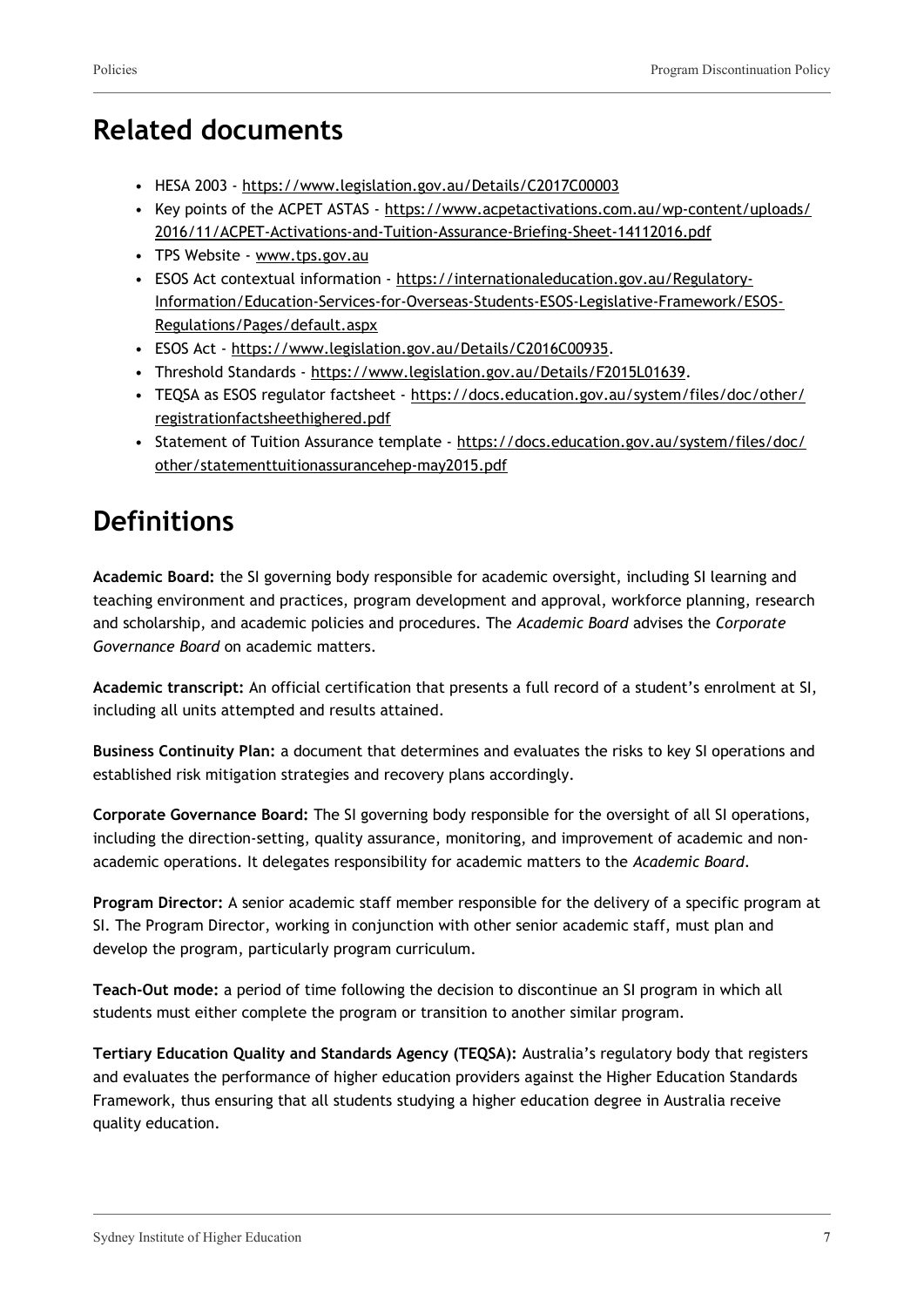## Related documents

- HESA 2003 - https://www.legislation.gov.au/Details/C2017C00003
- Key points of the ACPET ASTAS - https://www.acpetactivations.com.au/wp-content/uploads/2016/11/ACPET-Activations-and-Tuition-Assurance-Briefing-Sheet-14112016.pdf
- TPS Website - www.tps.gov.au
- ESOS Act contextual information - https://internationaleducation.gov.au/Regulatory-Information/Education-Services-for-Overseas-Students-ESOS-Legislative-Framework/ESOS-Regulations/Pages/default.aspx
- ESOS Act - https://www.legislation.gov.au/Details/C2016C00935.
- Threshold Standards - https://www.legislation.gov.au/Details/F2015L01639.
- TEQSA as ESOS regulator factsheet - https://docs.education.gov.au/system/files/doc/other/registrationfactsheethighered.pdf
- Statement of Tuition Assurance template - https://docs.education.gov.au/system/files/doc/other/statementtuitionassurancehep-may2015.pdf

## Definitions

**Academic Board:** the SI governing body responsible for academic oversight, including SI learning and teaching environment and practices, program development and approval, workforce planning, research and scholarship, and academic policies and procedures. The *Academic Board* advises the *Corporate Governance Board* on academic matters.

**Academic transcript:** An official certification that presents a full record of a student's enrolment at SI, including all units attempted and results attained.

**Business Continuity Plan:** a document that determines and evaluates the risks to key SI operations and established risk mitigation strategies and recovery plans accordingly.

**Corporate Governance Board:** The SI governing body responsible for the oversight of all SI operations, including the direction-setting, quality assurance, monitoring, and improvement of academic and non-academic operations. It delegates responsibility for academic matters to the *Academic Board*.

**Program Director:** A senior academic staff member responsible for the delivery of a specific program at SI. The Program Director, working in conjunction with other senior academic staff, must plan and develop the program, particularly program curriculum.

**Teach-Out mode:** a period of time following the decision to discontinue an SI program in which all students must either complete the program or transition to another similar program.

**Tertiary Education Quality and Standards Agency (TEQSA):** Australia's regulatory body that registers and evaluates the performance of higher education providers against the Higher Education Standards Framework, thus ensuring that all students studying a higher education degree in Australia receive quality education.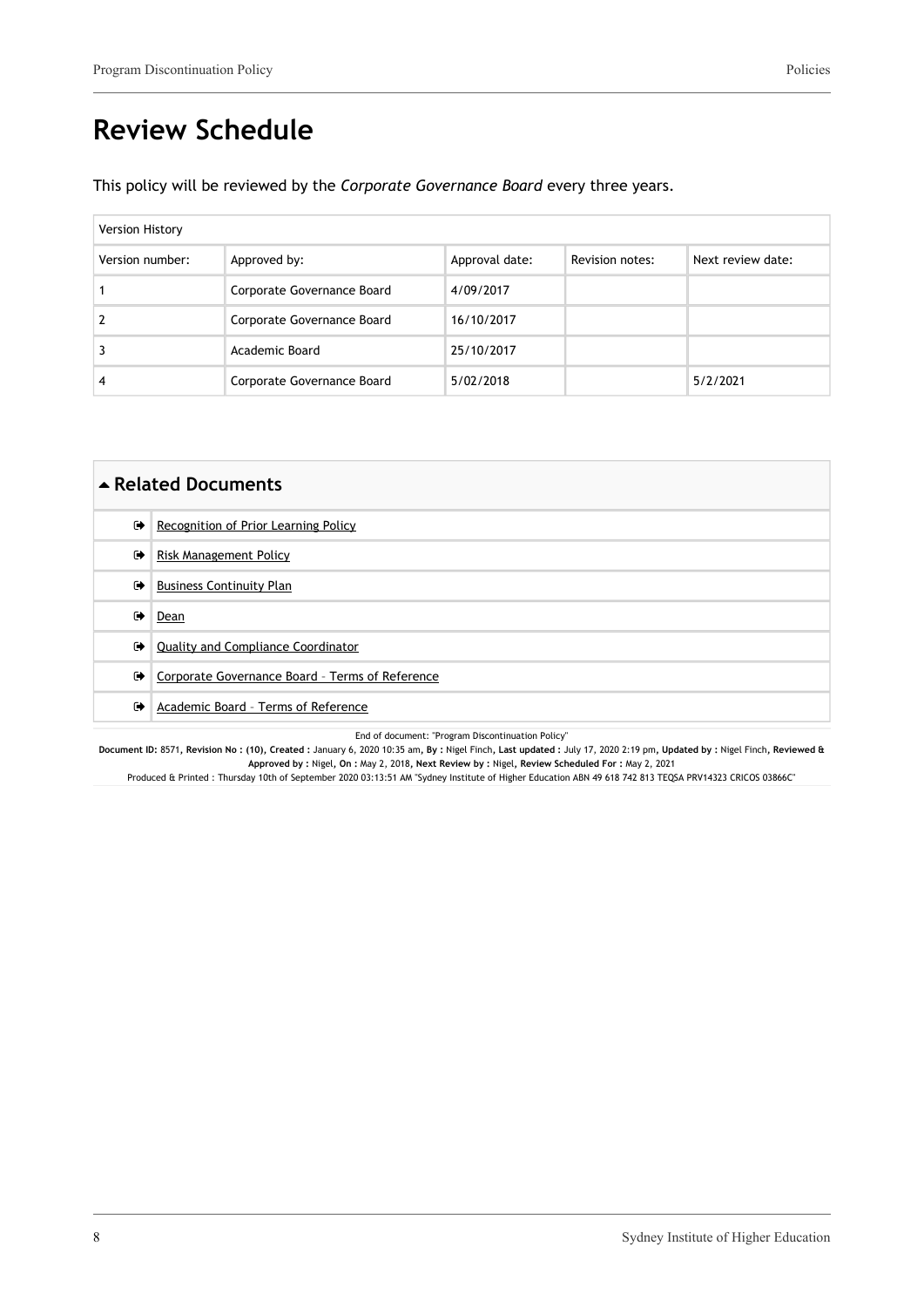# Review Schedule

This policy will be reviewed by the *Corporate Governance Board* every three years.

| Version History | | | | |
|---|---|---|---|---|
| Version number: | Approved by: | Approval date: | Revision notes: | Next review date: |
| 1 | Corporate Governance Board | 4/09/2017 | | |
| 2 | Corporate Governance Board | 16/10/2017 | | |
| 3 | Academic Board | 25/10/2017 | | |
| 4 | Corporate Governance Board | 5/02/2018 | | 5/2/2021 |

## Related Documents

- Recognition of Prior Learning Policy
- Risk Management Policy
- Business Continuity Plan
- Dean
- Quality and Compliance Coordinator
- Corporate Governance Board – Terms of Reference
- Academic Board – Terms of Reference

End of document: "Program Discontinuation Policy"

**Document ID:** 8571, **Revision No : (10)**, **Created :** January 6, 2020 10:35 am, **By :** Nigel Finch, **Last updated :** July 17, 2020 2:19 pm, **Updated by :** Nigel Finch, **Reviewed & Approved by :** Nigel, **On :** May 2, 2018, **Next Review by :** Nigel, **Review Scheduled For :** May 2, 2021

Produced & Printed : Thursday 10th of September 2020 03:13:51 AM "Sydney Institute of Higher Education ABN 49 618 742 813 TEQSA PRV14323 CRICOS 03866C"